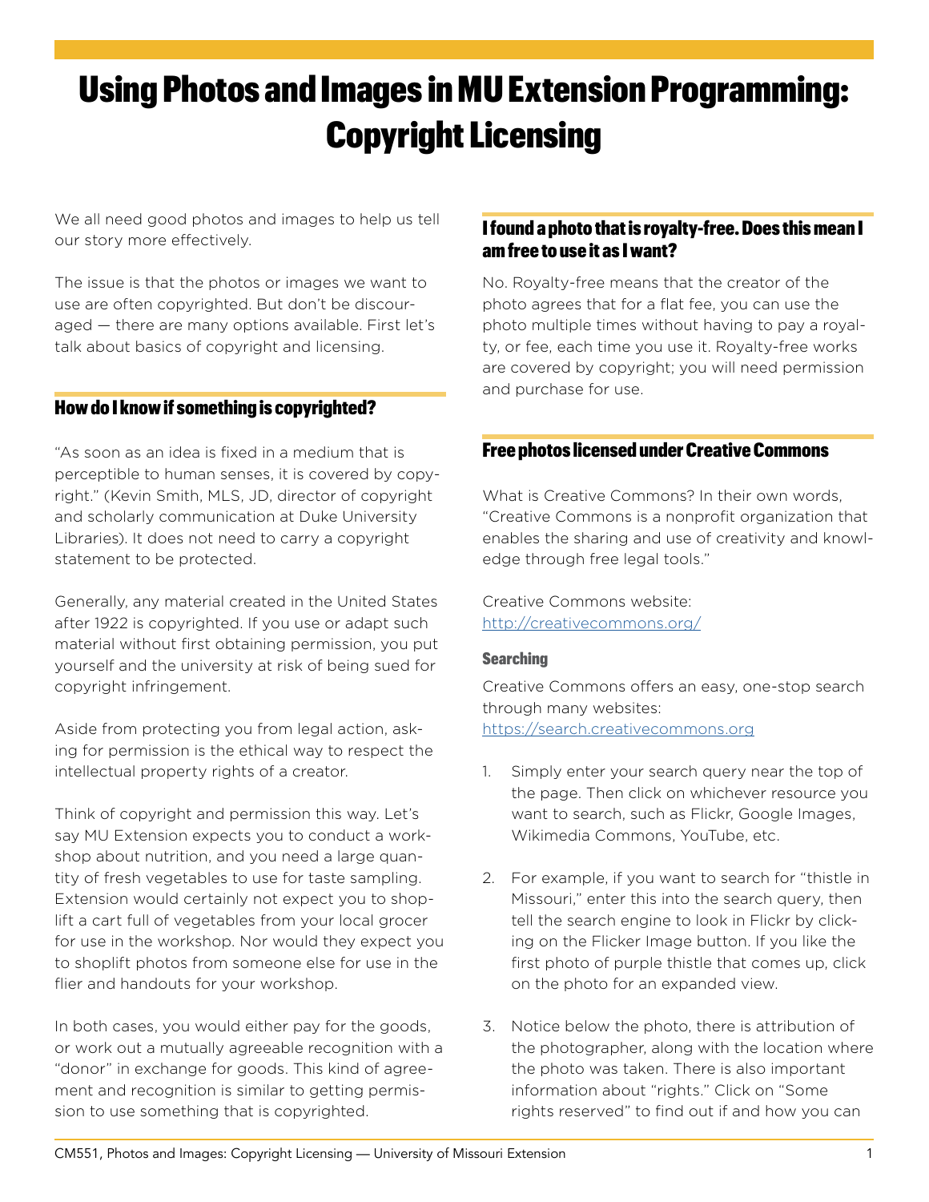# Using Photos and Images in MU Extension Programming: Copyright Licensing

We all need good photos and images to help us tell our story more effectively.

The issue is that the photos or images we want to use are often copyrighted. But don't be discouraged — there are many options available. First let's talk about basics of copyright and licensing.

## How do I know if something is copyrighted?

"As soon as an idea is fixed in a medium that is perceptible to human senses, it is covered by copyright." (Kevin Smith, MLS, JD, director of copyright and scholarly communication at Duke University Libraries). It does not need to carry a copyright statement to be protected.

Generally, any material created in the United States after 1922 is copyrighted. If you use or adapt such material without first obtaining permission, you put yourself and the university at risk of being sued for copyright infringement.

Aside from protecting you from legal action, asking for permission is the ethical way to respect the intellectual property rights of a creator.

Think of copyright and permission this way. Let's say MU Extension expects you to conduct a workshop about nutrition, and you need a large quantity of fresh vegetables to use for taste sampling. Extension would certainly not expect you to shoplift a cart full of vegetables from your local grocer for use in the workshop. Nor would they expect you to shoplift photos from someone else for use in the flier and handouts for your workshop.

In both cases, you would either pay for the goods, or work out a mutually agreeable recognition with a "donor" in exchange for goods. This kind of agreement and recognition is similar to getting permission to use something that is copyrighted.

## I found a photo that is royalty-free. Does this mean I am free to use it as I want?

No. Royalty-free means that the creator of the photo agrees that for a flat fee, you can use the photo multiple times without having to pay a royalty, or fee, each time you use it. Royalty-free works are covered by copyright; you will need permission and purchase for use.

## Free photos licensed under Creative Commons

What is Creative Commons? In their own words, "Creative Commons is a nonprofit organization that enables the sharing and use of creativity and knowledge through free legal tools."

Creative Commons website:
http://creativecommons.org/

### Searching

Creative Commons offers an easy, one-stop search through many websites:
https://search.creativecommons.org

1. Simply enter your search query near the top of the page. Then click on whichever resource you want to search, such as Flickr, Google Images, Wikimedia Commons, YouTube, etc.

2. For example, if you want to search for "thistle in Missouri," enter this into the search query, then tell the search engine to look in Flickr by clicking on the Flicker Image button. If you like the first photo of purple thistle that comes up, click on the photo for an expanded view.

3. Notice below the photo, there is attribution of the photographer, along with the location where the photo was taken. There is also important information about "rights." Click on "Some rights reserved" to find out if and how you can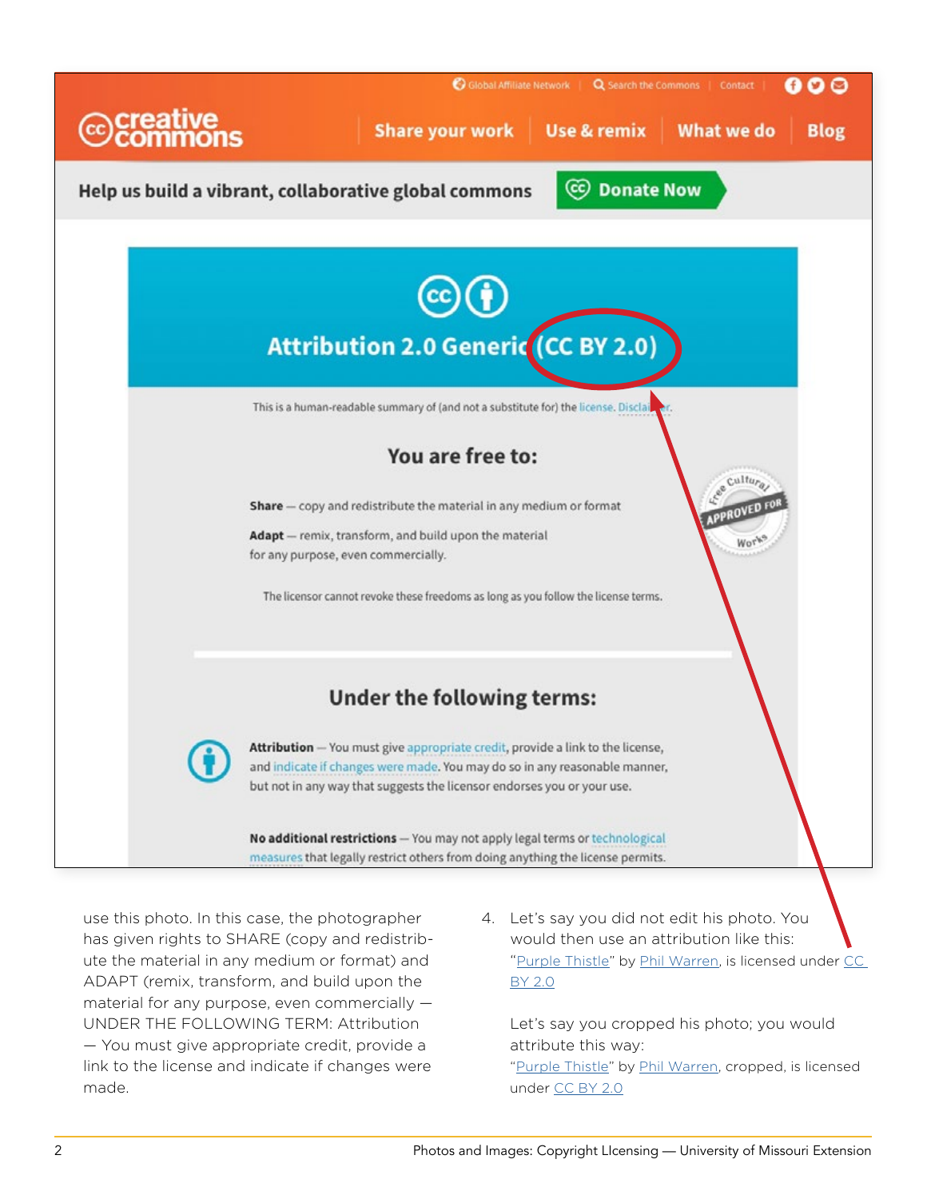creative commons

Global Affiliate Network | Search the Commons | Contact

Share your work | Use & remix | What we do | Blog

Help us build a vibrant, collaborative global commons

Donate Now

## Attribution 2.0 Generic (CC BY 2.0)

This is a human-readable summary of (and not a substitute for) the license. Disclaimer.

### You are free to:

**Share** — copy and redistribute the material in any medium or format

**Adapt** — remix, transform, and build upon the material for any purpose, even commercially.

The licensor cannot revoke these freedoms as long as you follow the license terms.

Free Cultural Works APPROVED FOR

### Under the following terms:

**Attribution** — You must give appropriate credit, provide a link to the license, and indicate if changes were made. You may do so in any reasonable manner, but not in any way that suggests the licensor endorses you or your use.

**No additional restrictions** — You may not apply legal terms or technological measures that legally restrict others from doing anything the license permits.

use this photo. In this case, the photographer has given rights to SHARE (copy and redistribute the material in any medium or format) and ADAPT (remix, transform, and build upon the material for any purpose, even commercially — UNDER THE FOLLOWING TERM: Attribution — You must give appropriate credit, provide a link to the license and indicate if changes were made.

4. Let's say you did not edit his photo. You would then use an attribution like this: "Purple Thistle" by Phil Warren, is licensed under CC BY 2.0

   Let's say you cropped his photo; you would attribute this way: "Purple Thistle" by Phil Warren, cropped, is licensed under CC BY 2.0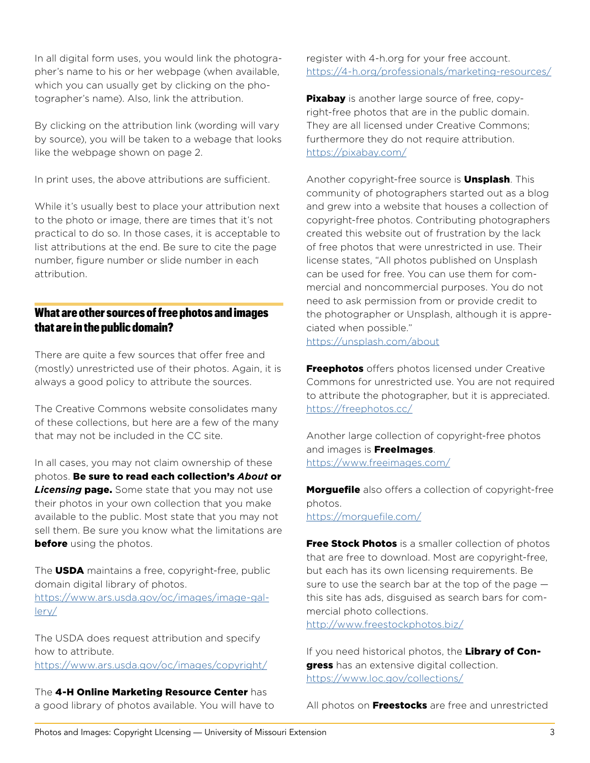In all digital form uses, you would link the photographer's name to his or her webpage (when available, which you can usually get by clicking on the photographer's name). Also, link the attribution.

By clicking on the attribution link (wording will vary by source), you will be taken to a webage that looks like the webpage shown on page 2.

In print uses, the above attributions are sufficient.

While it's usually best to place your attribution next to the photo or image, there are times that it's not practical to do so. In those cases, it is acceptable to list attributions at the end. Be sure to cite the page number, figure number or slide number in each attribution.

## What are other sources of free photos and images that are in the public domain?

There are quite a few sources that offer free and (mostly) unrestricted use of their photos. Again, it is always a good policy to attribute the sources.

The Creative Commons website consolidates many of these collections, but here are a few of the many that may not be included in the CC site.

In all cases, you may not claim ownership of these photos. **Be sure to read each collection's *About* or *Licensing* page.** Some state that you may not use their photos in your own collection that you make available to the public. Most state that you may not sell them. Be sure you know what the limitations are **before** using the photos.

The **USDA** maintains a free, copyright-free, public domain digital library of photos.
https://www.ars.usda.gov/oc/images/image-gallery/

The USDA does request attribution and specify how to attribute.
https://www.ars.usda.gov/oc/images/copyright/

The **4-H Online Marketing Resource Center** has a good library of photos available. You will have to register with 4-h.org for your free account.
https://4-h.org/professionals/marketing-resources/

**Pixabay** is another large source of free, copyright-free photos that are in the public domain. They are all licensed under Creative Commons; furthermore they do not require attribution.
https://pixabay.com/

Another copyright-free source is **Unsplash**. This community of photographers started out as a blog and grew into a website that houses a collection of copyright-free photos. Contributing photographers created this website out of frustration by the lack of free photos that were unrestricted in use. Their license states, "All photos published on Unsplash can be used for free. You can use them for commercial and noncommercial purposes. You do not need to ask permission from or provide credit to the photographer or Unsplash, although it is appreciated when possible."
https://unsplash.com/about

**Freephotos** offers photos licensed under Creative Commons for unrestricted use. You are not required to attribute the photographer, but it is appreciated.
https://freephotos.cc/

Another large collection of copyright-free photos and images is **FreeImages**.
https://www.freeimages.com/

**Morguefile** also offers a collection of copyright-free photos.
https://morguefile.com/

**Free Stock Photos** is a smaller collection of photos that are free to download. Most are copyright-free, but each has its own licensing requirements. Be sure to use the search bar at the top of the page — this site has ads, disguised as search bars for commercial photo collections.
http://www.freestockphotos.biz/

If you need historical photos, the **Library of Congress** has an extensive digital collection.
https://www.loc.gov/collections/

All photos on **Freestocks** are free and unrestricted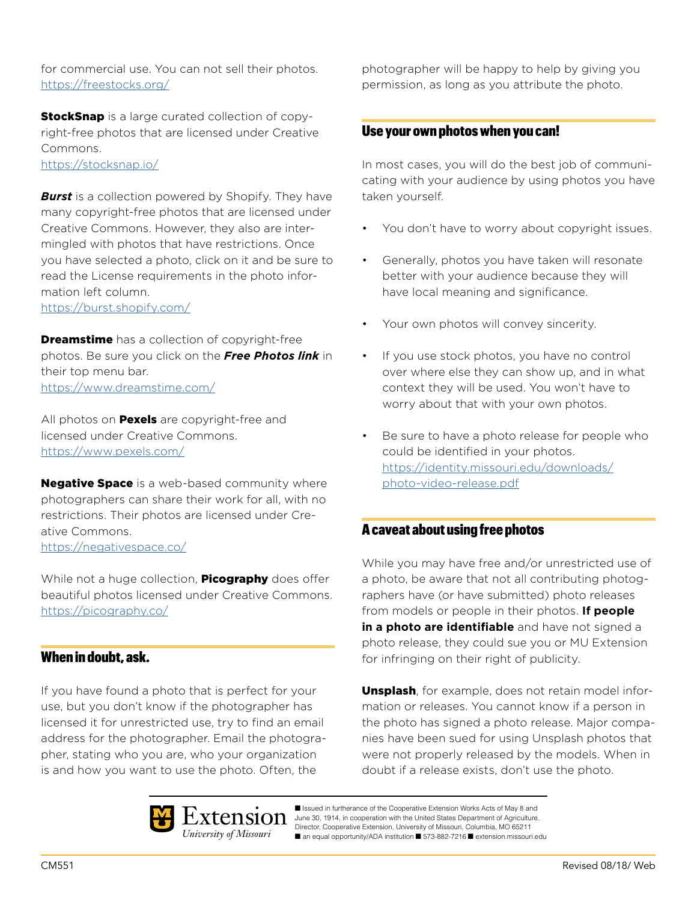for commercial use. You can not sell their photos.
https://freestocks.org/

**StockSnap** is a large curated collection of copyright-free photos that are licensed under Creative Commons.
https://stocksnap.io/

***Burst*** is a collection powered by Shopify. They have many copyright-free photos that are licensed under Creative Commons. However, they also are intermingled with photos that have restrictions. Once you have selected a photo, click on it and be sure to read the License requirements in the photo information left column.
https://burst.shopify.com/

**Dreamstime** has a collection of copyright-free photos. Be sure you click on the ***Free Photos link*** in their top menu bar.
https://www.dreamstime.com/

All photos on **Pexels** are copyright-free and licensed under Creative Commons.
https://www.pexels.com/

**Negative Space** is a web-based community where photographers can share their work for all, with no restrictions. Their photos are licensed under Creative Commons.
https://negativespace.co/

While not a huge collection, **Picography** does offer beautiful photos licensed under Creative Commons.
https://picography.co/

## When in doubt, ask.

If you have found a photo that is perfect for your use, but you don't know if the photographer has licensed it for unrestricted use, try to find an email address for the photographer. Email the photographer, stating who you are, who your organization is and how you want to use the photo. Often, the photographer will be happy to help by giving you permission, as long as you attribute the photo.

## Use your own photos when you can!

In most cases, you will do the best job of communicating with your audience by using photos you have taken yourself.

- You don't have to worry about copyright issues.
- Generally, photos you have taken will resonate better with your audience because they will have local meaning and significance.
- Your own photos will convey sincerity.
- If you use stock photos, you have no control over where else they can show up, and in what context they will be used. You won't have to worry about that with your own photos.
- Be sure to have a photo release for people who could be identified in your photos.
  https://identity.missouri.edu/downloads/photo-video-release.pdf

## A caveat about using free photos

While you may have free and/or unrestricted use of a photo, be aware that not all contributing photographers have (or have submitted) photo releases from models or people in their photos. **If people in a photo are identifiable** and have not signed a photo release, they could sue you or MU Extension for infringing on their right of publicity.

**Unsplash**, for example, does not retain model information or releases. You cannot know if a person in the photo has signed a photo release. Major companies have been sued for using Unsplash photos that were not properly released by the models. When in doubt if a release exists, don't use the photo.

Extension
University of Missouri

■ Issued in furtherance of the Cooperative Extension Works Acts of May 8 and June 30, 1914, in cooperation with the United States Department of Agriculture. Director, Cooperative Extension, University of Missouri, Columbia, MO 65211
■ an equal opportunity/ADA institution ■ 573-882-7216 ■ extension.missouri.edu

CM551 Revised 08/18/ Web